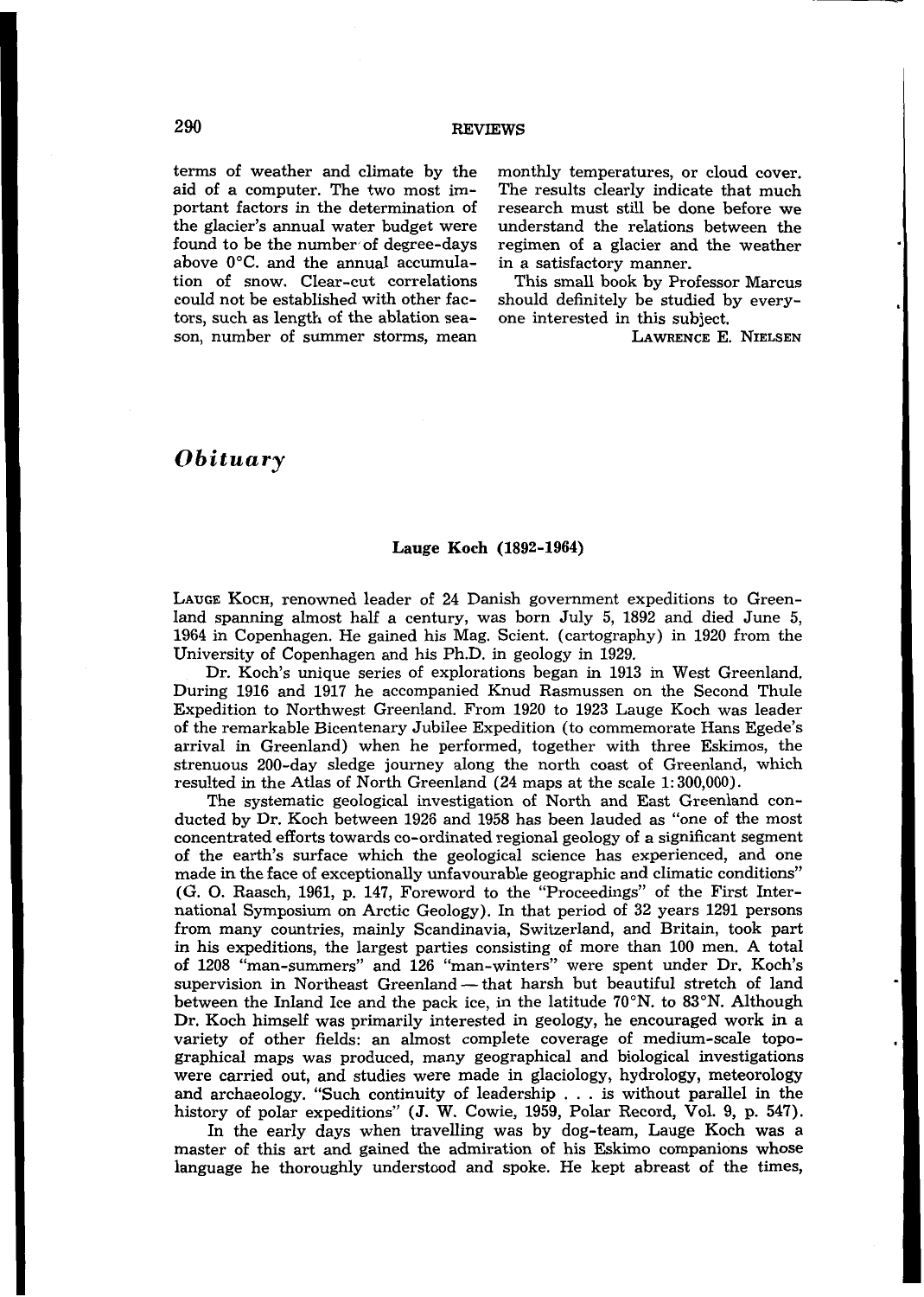terms of weather and climate by the aid of a computer. The two most important factors in the determination of the glacier's annual water budget were found to be the number of degree-days above 0°C. and the annual accumulation of snow. Clear-cut correlations could not be established with other factors, such as length of the ablation season, number of summer storms, mean monthly temperatures, or cloud cover. The results clearly indicate that much research must still be done before we understand the relations between the regimen of a glacier and the weather in a satisfactory manner.

This small book by Professor Marcus should definitely be studied by everyone interested in this subject.

LAWRENCE E. NIELSEN

# *Obituary*

### Lauge Koch (1892-1964)

LAUGE KOCH, renowned leader of 24 Danish government expeditions to Greenland spanning almost half a century, was born July 5, 1892 and died June 5, 1964 in Copenhagen. He gained his Mag. Scient. (cartography) in 1920 from the University of Copenhagen and his Ph.D. in geology in 1929.

Dr. Koch's unique series of explorations began in 1913 in West Greenland. During 1916 and 1917 he accompanied Knud Rasmussen on the Second Thule Expedition to Northwest Greenland. From 1920 to 1923 Lauge Koch was leader of the remarkable Bicentenary Jubilee Expedition (to commemorate Hans Egede's arrival in Greenland) when he performed, together with three Eskimos, the strenuous 200-day sledge journey along the north coast of Greenland, which resulted in the Atlas of North Greenland (24 maps at the scale 1:300,000).

The systematic geological investigation of North and East Greenland conducted by Dr. Koch between 1926 and 1958 has been lauded as "one of the most concentrated efforts towards co-ordinated regional geology of a significant segment of the earth's surface which the geological science has experienced, and one made in the face of exceptionally unfavourable geographic and climatic conditions" (G. O. Raasch, 1961, p. 147, Foreword to the "Proceedings" of the First International Symposium on Arctic Geology). In that period of 32 years 1291 persons from many countries, mainly Scandinavia, Switzerland, and Britain, took part in his expeditions, the largest parties consisting of more than 100 men. A total of 1208 "man-summers" and 126 "man-winters" were spent under Dr. Koch's supervision in Northeast Greenland — that harsh but beautiful stretch of land between the Inland Ice and the pack ice, in the latitude 70°N. to 83°N. Although Dr. Koch himself was primarily interested in geology, he encouraged work in a variety of other fields: an almost complete coverage of medium-scale topographical maps was produced, many geographical and biological investigations were carried out, and studies were made in glaciology, hydrology, meteorology and archaeology. "Such continuity of leadership . . . is without parallel in the history of polar expeditions" (J. W. Cowie, 1959, Polar Record, Vol. 9, p. 547).

In the early days when travelling was by dog-team, Lauge Koch was a master of this art and gained the admiration of his Eskimo companions whose language he thoroughly understood and spoke. He kept abreast of the times,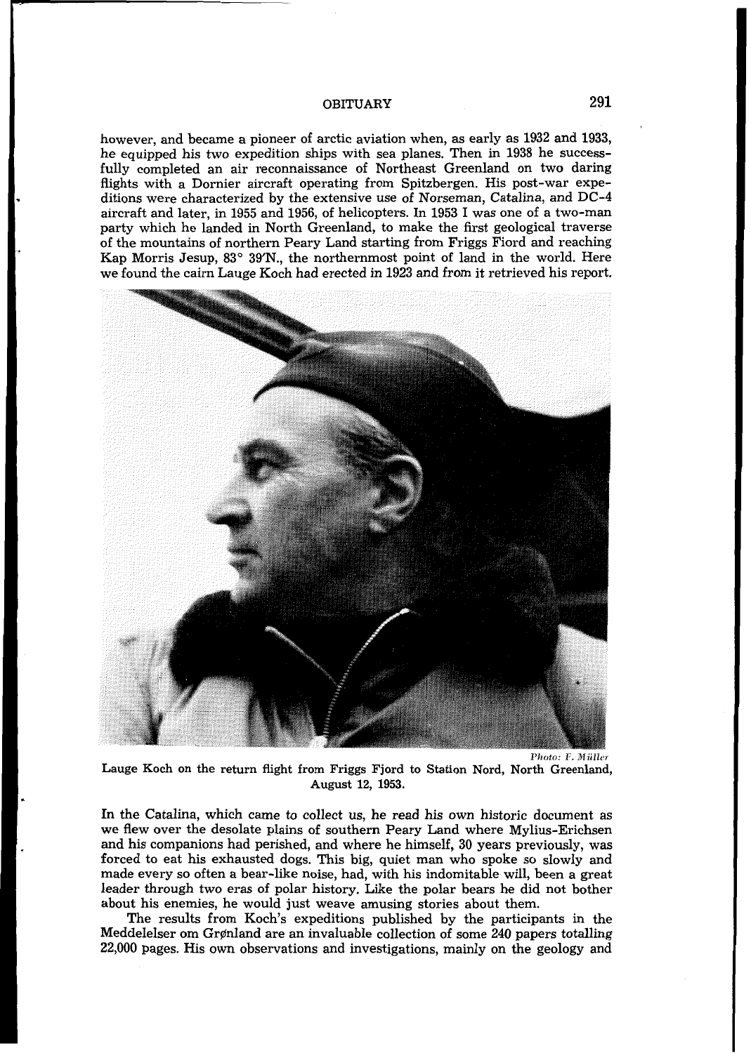however, and became a pioneer of arctic aviation when, as early as 1932 and 1933, he equipped his two expedition ships with sea planes. Then in 1938 he successfully completed an air reconnaissance of Northeast Greenland on two daring flights with a Dornier aircraft operating from Spitzbergen. His post-war expeditions were characterized by the extensive use of Norseman, Catalina, and DC-4 aircraft and later, in 1955 and 1956, of helicopters. In 1953 I was one of a two-man party which he landed in North Greenland, to make the first geological traverse of the mountains of northern Peary Land starting from Friggs Fiord and reaching Kap Morris Jesup, 83° 39'N., the northernmost point of land in the world. Here we found the cairn Lauge Koch had erected in 1923 and from it retrieved his report.

*Photo: F. Müller*

Lauge Koch on the return flight from Friggs Fjord to Station Nord, North Greenland, August 12, 1953.

In the Catalina, which came to collect us, he read his own historic document as we flew over the desolate plains of southern Peary Land where Mylius-Erichsen and his companions had perished, and where he himself, 30 years previously, was forced to eat his exhausted dogs. This big, quiet man who spoke so slowly and made every so often a bear-like noise, had, with his indomitable will, been a great leader through two eras of polar history. Like the polar bears he did not bother about his enemies, he would just weave amusing stories about them.

The results from Koch's expeditions published by the participants in the Meddelelser om Grønland are an invaluable collection of some 240 papers totalling 22,000 pages. His own observations and investigations, mainly on the geology and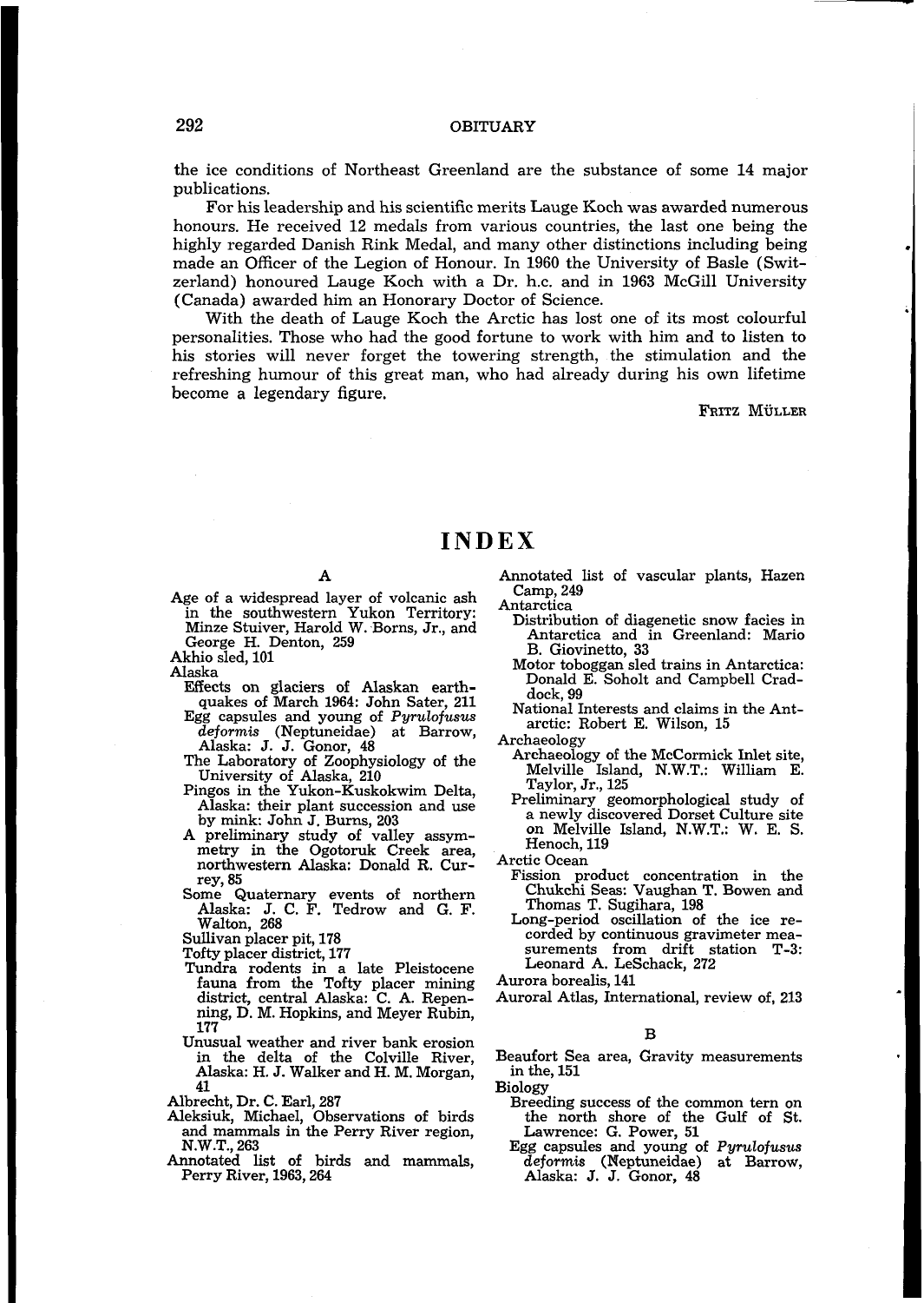the ice conditions of Northeast Greenland are the substance of some 14 major publications.

For his leadership and his scientific merits Lauge Koch was awarded numerous honours. He received 12 medals from various countries, the last one being the highly regarded Danish Rink Medal, and many other distinctions including being made an Officer of the Legion of Honour. In 1960 the University of Basle (Switzerland) honoured Lauge Koch with a Dr. h.c. and in 1963 McGill University (Canada) awarded him an Honorary Doctor of Science.

With the death of Lauge Koch the Arctic has lost one of its most colourful personalities. Those who had the good fortune to work with him and to listen to his stories will never forget the towering strength, the stimulation and the refreshing humour of this great man, who had already during his own lifetime become a legendary figure.

FRITZ MÜLLER

# INDEX

## A

Age of a widespread layer of volcanic ash in the southwestern Yukon Territory: Minze Stuiver, Harold W. Borns, Jr., and George H. Denton, 259

Akhio sled, 101

Alaska

- Effects on glaciers of Alaskan earthquakes of March 1964: John Sater, 211
- Egg capsules and young of *Pyrulofusus deformis* (Neptuneidae) at Barrow, Alaska: J. J. Gonor, 48
- The Laboratory of Zoophysiology of the University of Alaska, 210
- Pingos in the Yukon-Kuskokwim Delta, Alaska: their plant succession and use by mink: John J. Burns, 203
- A preliminary study of valley assymmetry in the Ogotoruk Creek area, northwestern Alaska: Donald R. Currey, 85
- Some Quaternary events of northern Alaska: J. C. F. Tedrow and G. F. Walton, 268
- Sullivan placer pit, 178
- Tofty placer district, 177
- Tundra rodents in a late Pleistocene fauna from the Tofty placer mining district, central Alaska: C. A. Repenning, D. M. Hopkins, and Meyer Rubin, 177
- Unusual weather and river bank erosion in the delta of the Colville River, Alaska: H. J. Walker and H. M. Morgan, 41

Albrecht, Dr. C. Earl, 287

Aleksiuk, Michael, Observations of birds and mammals in the Perry River region, N.W.T., 263

Annotated list of birds and mammals, Perry River, 1963, 264

Annotated list of vascular plants, Hazen Camp, 249

Antarctica

- Distribution of diagenetic snow facies in Antarctica and in Greenland: Mario B. Giovinetto, 33
- Motor toboggan sled trains in Antarctica: Donald E. Soholt and Campbell Craddock, 99
- National Interests and claims in the Antarctic: Robert E. Wilson, 15

Archaeology

- Archaeology of the McCormick Inlet site, Melville Island, N.W.T.: William E. Taylor, Jr., 125
- Preliminary geomorphological study of a newly discovered Dorset Culture site on Melville Island, N.W.T.: W. E. S. Henoch, 119

Arctic Ocean

- Fission product concentration in the Chukchi Seas: Vaughan T. Bowen and Thomas T. Sugihara, 198
- Long-period oscillation of the ice recorded by continuous gravimeter measurements from drift station T-3: Leonard A. LeSchack, 272

Aurora borealis, 141

Auroral Atlas, International, review of, 213

## B

Beaufort Sea area, Gravity measurements in the, 151

Biology

- Breeding success of the common tern on the north shore of the Gulf of St. Lawrence: G. Power, 51
- Egg capsules and young of *Pyrulofusus deformis* (Neptuneidae) at Barrow, Alaska: J. J. Gonor, 48